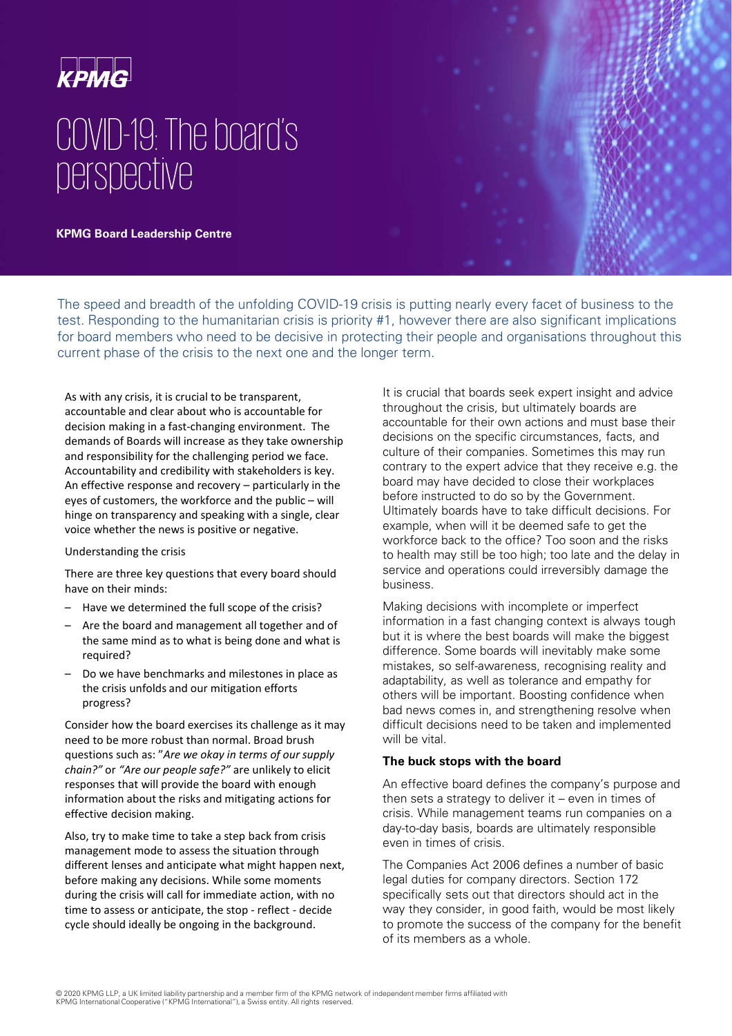KPMG

# COVID-19: The board's perspective

**KPMG Board Leadership Centre**

The speed and breadth of the unfolding COVID-19 crisis is putting nearly every facet of business to the test. Responding to the humanitarian crisis is priority #1, however there are also significant implications for board members who need to be decisive in protecting their people and organisations throughout this current phase of the crisis to the next one and the longer term.

As with any crisis, it is crucial to be transparent, accountable and clear about who is accountable for decision making in a fast-changing environment. The demands of Boards will increase as they take ownership and responsibility for the challenging period we face. Accountability and credibility with stakeholders is key. An effective response and recovery – particularly in the eyes of customers, the workforce and the public – will hinge on transparency and speaking with a single, clear voice whether the news is positive or negative.

Understanding the crisis

There are three key questions that every board should have on their minds:

- Have we determined the full scope of the crisis?
- Are the board and management all together and of the same mind as to what is being done and what is required?
- Do we have benchmarks and milestones in place as the crisis unfolds and our mitigation efforts progress?

Consider how the board exercises its challenge as it may need to be more robust than normal. Broad brush questions such as: "*Are we okay in terms of our supply chain?*" or *"Are our people safe?"* are unlikely to elicit responses that will provide the board with enough information about the risks and mitigating actions for effective decision making.

Also, try to make time to take a step back from crisis management mode to assess the situation through different lenses and anticipate what might happen next, before making any decisions. While some moments during the crisis will call for immediate action, with no time to assess or anticipate, the stop - reflect - decide cycle should ideally be ongoing in the background.

It is crucial that boards seek expert insight and advice throughout the crisis, but ultimately boards are accountable for their own actions and must base their decisions on the specific circumstances, facts, and culture of their companies. Sometimes this may run contrary to the expert advice that they receive e.g. the board may have decided to close their workplaces before instructed to do so by the Government. Ultimately boards have to take difficult decisions. For example, when will it be deemed safe to get the workforce back to the office? Too soon and the risks to health may still be too high; too late and the delay in service and operations could irreversibly damage the business.

Making decisions with incomplete or imperfect information in a fast changing context is always tough but it is where the best boards will make the biggest difference. Some boards will inevitably make some mistakes, so self-awareness, recognising reality and adaptability, as well as tolerance and empathy for others will be important. Boosting confidence when bad news comes in, and strengthening resolve when difficult decisions need to be taken and implemented will be vital.

### The buck stops with the board

An effective board defines the company's purpose and then sets a strategy to deliver it – even in times of crisis. While management teams run companies on a day-to-day basis, boards are ultimately responsible even in times of crisis.

The Companies Act 2006 defines a number of basic legal duties for company directors. Section 172 specifically sets out that directors should act in the way they consider, in good faith, would be most likely to promote the success of the company for the benefit of its members as a whole.

© 2020 KPMG LLP, a UK limited liability partnership and a member firm of the KPMG network of independent member firms affiliated with KPMG International Cooperative ("KPMG International"), a Swiss entity. All rights reserved.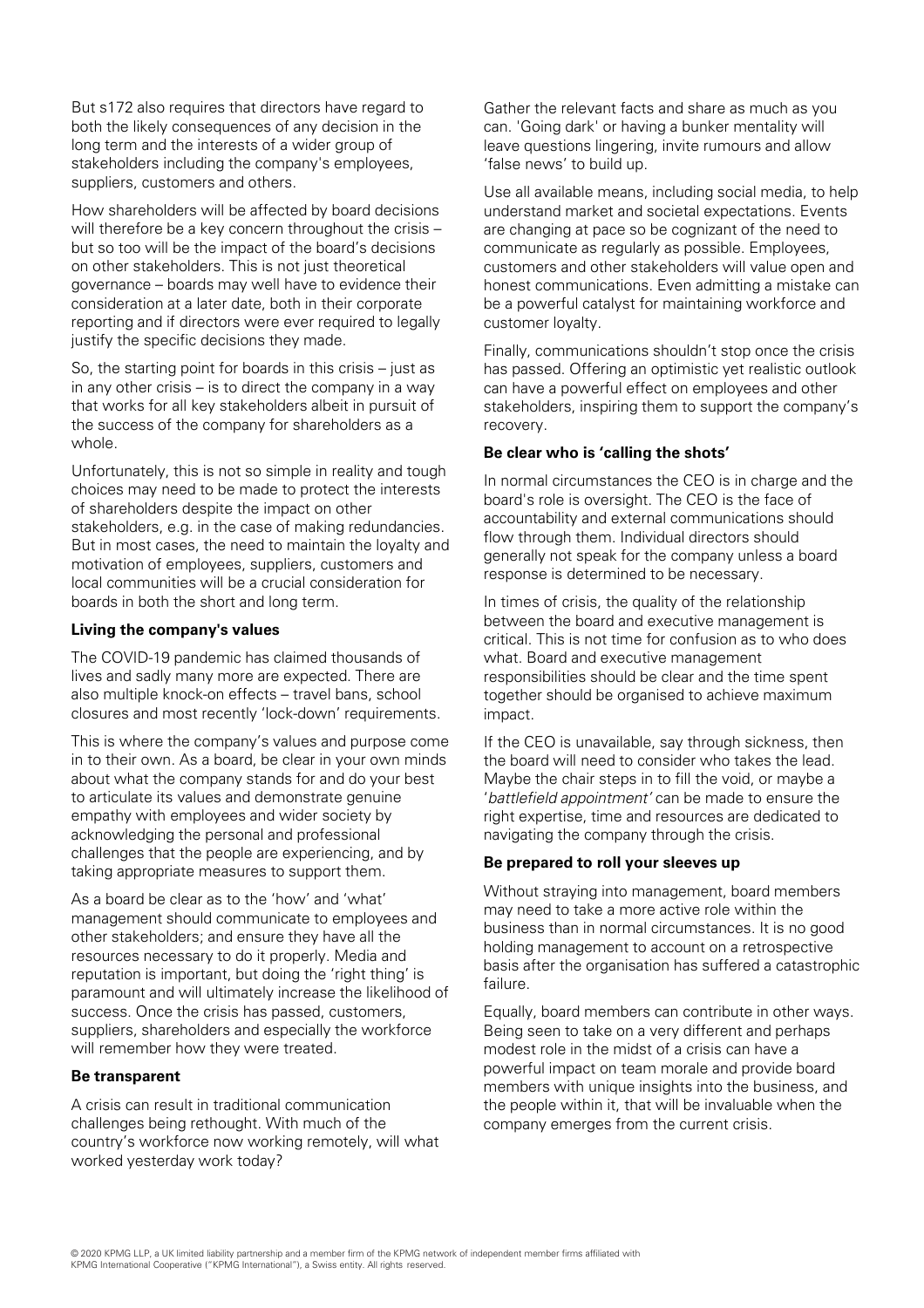But s172 also requires that directors have regard to both the likely consequences of any decision in the long term and the interests of a wider group of stakeholders including the company's employees, suppliers, customers and others.

How shareholders will be affected by board decisions will therefore be a key concern throughout the crisis – but so too will be the impact of the board's decisions on other stakeholders. This is not just theoretical governance – boards may well have to evidence their consideration at a later date, both in their corporate reporting and if directors were ever required to legally justify the specific decisions they made.

So, the starting point for boards in this crisis – just as in any other crisis – is to direct the company in a way that works for all key stakeholders albeit in pursuit of the success of the company for shareholders as a whole.

Unfortunately, this is not so simple in reality and tough choices may need to be made to protect the interests of shareholders despite the impact on other stakeholders, e.g. in the case of making redundancies. But in most cases, the need to maintain the loyalty and motivation of employees, suppliers, customers and local communities will be a crucial consideration for boards in both the short and long term.

**Living the company's values**

The COVID-19 pandemic has claimed thousands of lives and sadly many more are expected. There are also multiple knock-on effects – travel bans, school closures and most recently 'lock-down' requirements.

This is where the company's values and purpose come in to their own. As a board, be clear in your own minds about what the company stands for and do your best to articulate its values and demonstrate genuine empathy with employees and wider society by acknowledging the personal and professional challenges that the people are experiencing, and by taking appropriate measures to support them.

As a board be clear as to the 'how' and 'what' management should communicate to employees and other stakeholders; and ensure they have all the resources necessary to do it properly. Media and reputation is important, but doing the 'right thing' is paramount and will ultimately increase the likelihood of success. Once the crisis has passed, customers, suppliers, shareholders and especially the workforce will remember how they were treated.

**Be transparent**

A crisis can result in traditional communication challenges being rethought. With much of the country's workforce now working remotely, will what worked yesterday work today?

Gather the relevant facts and share as much as you can. 'Going dark' or having a bunker mentality will leave questions lingering, invite rumours and allow 'false news' to build up.

Use all available means, including social media, to help understand market and societal expectations. Events are changing at pace so be cognizant of the need to communicate as regularly as possible. Employees, customers and other stakeholders will value open and honest communications. Even admitting a mistake can be a powerful catalyst for maintaining workforce and customer loyalty.

Finally, communications shouldn't stop once the crisis has passed. Offering an optimistic yet realistic outlook can have a powerful effect on employees and other stakeholders, inspiring them to support the company's recovery.

**Be clear who is 'calling the shots'**

In normal circumstances the CEO is in charge and the board's role is oversight. The CEO is the face of accountability and external communications should flow through them. Individual directors should generally not speak for the company unless a board response is determined to be necessary.

In times of crisis, the quality of the relationship between the board and executive management is critical. This is not time for confusion as to who does what. Board and executive management responsibilities should be clear and the time spent together should be organised to achieve maximum impact.

If the CEO is unavailable, say through sickness, then the board will need to consider who takes the lead. Maybe the chair steps in to fill the void, or maybe a '*battlefield appointment'* can be made to ensure the right expertise, time and resources are dedicated to navigating the company through the crisis.

**Be prepared to roll your sleeves up**

Without straying into management, board members may need to take a more active role within the business than in normal circumstances. It is no good holding management to account on a retrospective basis after the organisation has suffered a catastrophic failure.

Equally, board members can contribute in other ways. Being seen to take on a very different and perhaps modest role in the midst of a crisis can have a powerful impact on team morale and provide board members with unique insights into the business, and the people within it, that will be invaluable when the company emerges from the current crisis.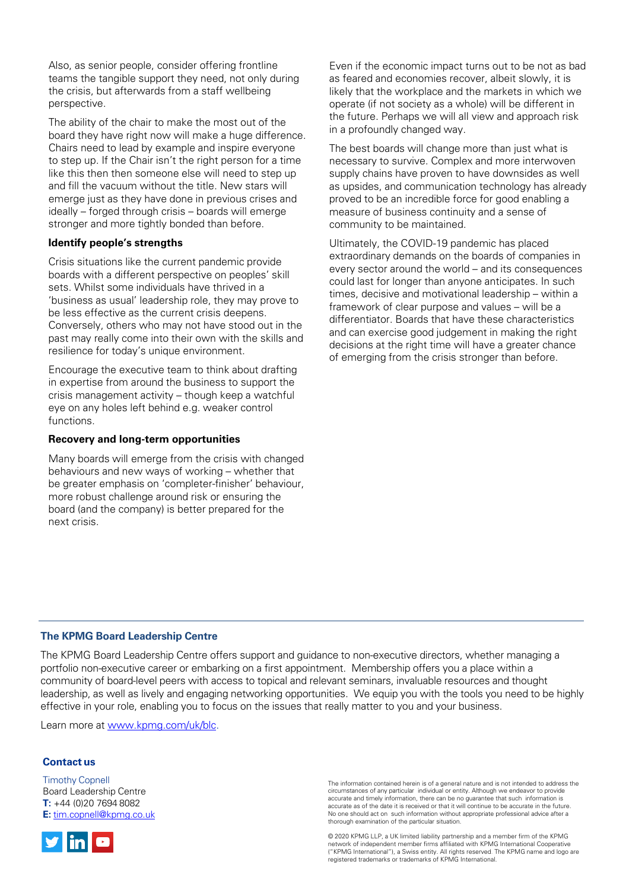Also, as senior people, consider offering frontline teams the tangible support they need, not only during the crisis, but afterwards from a staff wellbeing perspective.

The ability of the chair to make the most out of the board they have right now will make a huge difference. Chairs need to lead by example and inspire everyone to step up. If the Chair isn't the right person for a time like this then then someone else will need to step up and fill the vacuum without the title. New stars will emerge just as they have done in previous crises and ideally – forged through crisis – boards will emerge stronger and more tightly bonded than before.

**Identify people's strengths**

Crisis situations like the current pandemic provide boards with a different perspective on peoples' skill sets. Whilst some individuals have thrived in a 'business as usual' leadership role, they may prove to be less effective as the current crisis deepens. Conversely, others who may not have stood out in the past may really come into their own with the skills and resilience for today's unique environment.

Encourage the executive team to think about drafting in expertise from around the business to support the crisis management activity – though keep a watchful eye on any holes left behind e.g. weaker control functions.

**Recovery and long-term opportunities**

Many boards will emerge from the crisis with changed behaviours and new ways of working – whether that be greater emphasis on 'completer-finisher' behaviour, more robust challenge around risk or ensuring the board (and the company) is better prepared for the next crisis.

Even if the economic impact turns out to be not as bad as feared and economies recover, albeit slowly, it is likely that the workplace and the markets in which we operate (if not society as a whole) will be different in the future. Perhaps we will all view and approach risk in a profoundly changed way.

The best boards will change more than just what is necessary to survive. Complex and more interwoven supply chains have proven to have downsides as well as upsides, and communication technology has already proved to be an incredible force for good enabling a measure of business continuity and a sense of community to be maintained.

Ultimately, the COVID-19 pandemic has placed extraordinary demands on the boards of companies in every sector around the world – and its consequences could last for longer than anyone anticipates. In such times, decisive and motivational leadership – within a framework of clear purpose and values – will be a differentiator. Boards that have these characteristics and can exercise good judgement in making the right decisions at the right time will have a greater chance of emerging from the crisis stronger than before.

---

**The KPMG Board Leadership Centre**

The KPMG Board Leadership Centre offers support and guidance to non-executive directors, whether managing a portfolio non-executive career or embarking on a first appointment. Membership offers you a place within a community of board-level peers with access to topical and relevant seminars, invaluable resources and thought leadership, as well as lively and engaging networking opportunities. We equip you with the tools you need to be highly effective in your role, enabling you to focus on the issues that really matter to you and your business.

Learn more at www.kpmg.com/uk/blc.

**Contact us**

Timothy Copnell
Board Leadership Centre
**T:** +44 (0)20 7694 8082
**E:** tim.copnell@kpmg.co.uk

The information contained herein is of a general nature and is not intended to address the circumstances of any particular individual or entity. Although we endeavor to provide accurate and timely information, there can be no guarantee that such information is accurate as of the date it is received or that it will continue to be accurate in the future. No one should act on such information without appropriate professional advice after a thorough examination of the particular situation.

© 2020 KPMG LLP, a UK limited liability partnership and a member firm of the KPMG network of independent member firms affiliated with KPMG International Cooperative ("KPMG International"), a Swiss entity. All rights reserved. The KPMG name and logo are registered trademarks or trademarks of KPMG International.